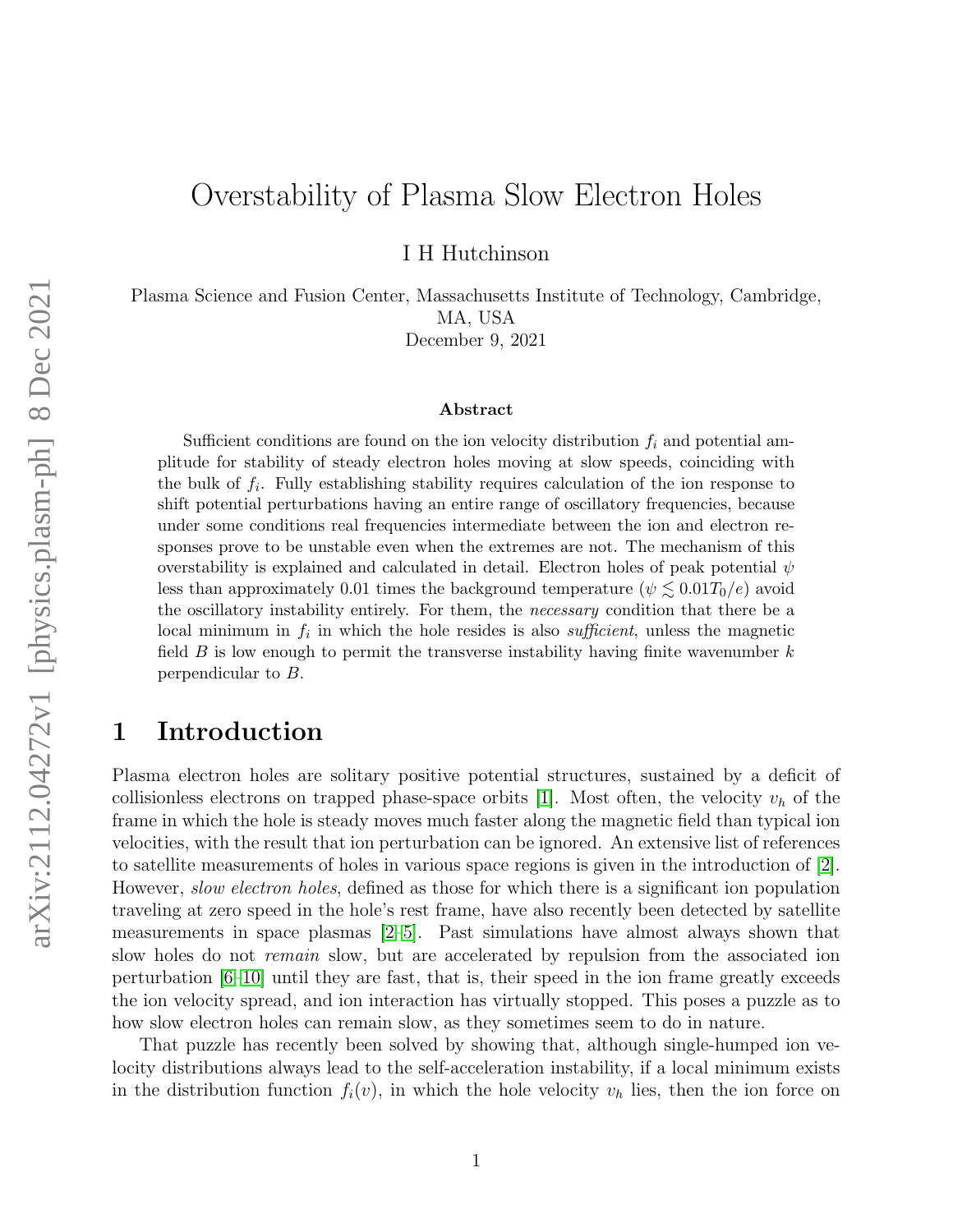# Overstability of Plasma Slow Electron Holes

I H Hutchinson

Plasma Science and Fusion Center, Massachusetts Institute of Technology, Cambridge, MA, USA

December 9, 2021

### Abstract

Sufficient conditions are found on the ion velocity distribution $f_i$ and potential amplitude for stability of steady electron holes moving at slow speeds, coinciding with the bulk of $f_i$. Fully establishing stability requires calculation of the ion response to shift potential perturbations having an entire range of oscillatory frequencies, because under some conditions real frequencies intermediate between the ion and electron responses prove to be unstable even when the extremes are not. The mechanism of this overstability is explained and calculated in detail. Electron holes of peak potential $\psi$ less than approximately 0.01 times the background temperature ($\psi \lesssim 0.01T_0/e$) avoid the oscillatory instability entirely. For them, the *necessary* condition that there be a local minimum in $f_i$ in which the hole resides is also *sufficient*, unless the magnetic field $B$ is low enough to permit the transverse instability having finite wavenumber $k$ perpendicular to $B$.

## 1 Introduction

Plasma electron holes are solitary positive potential structures, sustained by a deficit of collisionless electrons on trapped phase-space orbits [1]. Most often, the velocity $v_h$ of the frame in which the hole is steady moves much faster along the magnetic field than typical ion velocities, with the result that ion perturbation can be ignored. An extensive list of references to satellite measurements of holes in various space regions is given in the introduction of [2]. However, *slow electron holes*, defined as those for which there is a significant ion population traveling at zero speed in the hole's rest frame, have also recently been detected by satellite measurements in space plasmas [2–5]. Past simulations have almost always shown that slow holes do not *remain* slow, but are accelerated by repulsion from the associated ion perturbation [6–10] until they are fast, that is, their speed in the ion frame greatly exceeds the ion velocity spread, and ion interaction has virtually stopped. This poses a puzzle as to how slow electron holes can remain slow, as they sometimes seem to do in nature.

That puzzle has recently been solved by showing that, although single-humped ion velocity distributions always lead to the self-acceleration instability, if a local minimum exists in the distribution function $f_i(v)$, in which the hole velocity $v_h$ lies, then the ion force on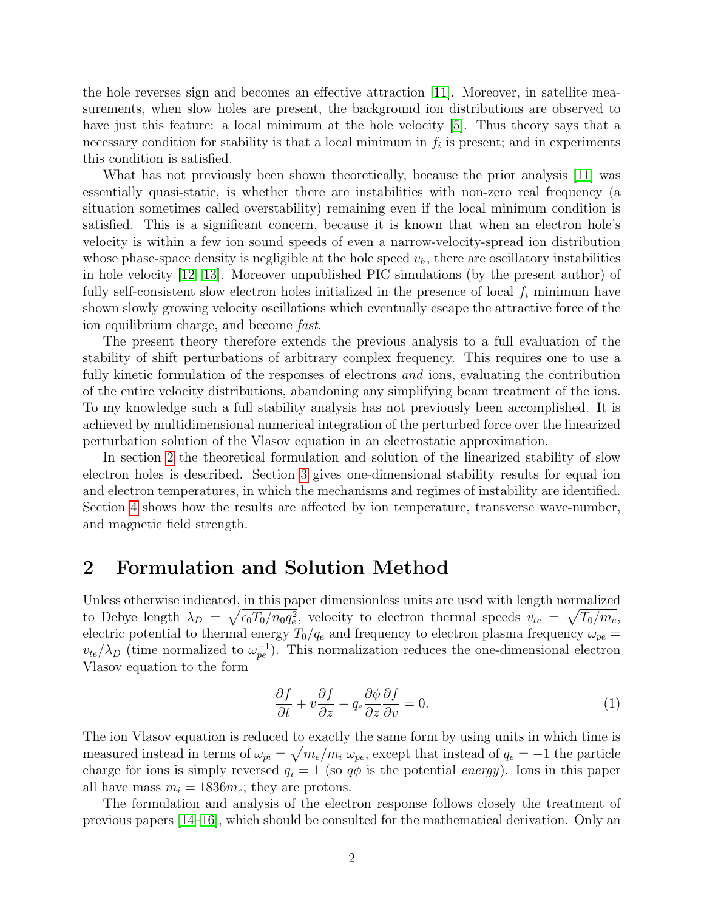the hole reverses sign and becomes an effective attraction [11]. Moreover, in satellite measurements, when slow holes are present, the background ion distributions are observed to have just this feature: a local minimum at the hole velocity [5]. Thus theory says that a necessary condition for stability is that a local minimum in $f_i$ is present; and in experiments this condition is satisfied.

What has not previously been shown theoretically, because the prior analysis [11] was essentially quasi-static, is whether there are instabilities with non-zero real frequency (a situation sometimes called overstability) remaining even if the local minimum condition is satisfied. This is a significant concern, because it is known that when an electron hole's velocity is within a few ion sound speeds of even a narrow-velocity-spread ion distribution whose phase-space density is negligible at the hole speed $v_h$, there are oscillatory instabilities in hole velocity [12, 13]. Moreover unpublished PIC simulations (by the present author) of fully self-consistent slow electron holes initialized in the presence of local $f_i$ minimum have shown slowly growing velocity oscillations which eventually escape the attractive force of the ion equilibrium charge, and become *fast*.

The present theory therefore extends the previous analysis to a full evaluation of the stability of shift perturbations of arbitrary complex frequency. This requires one to use a fully kinetic formulation of the responses of electrons *and* ions, evaluating the contribution of the entire velocity distributions, abandoning any simplifying beam treatment of the ions. To my knowledge such a full stability analysis has not previously been accomplished. It is achieved by multidimensional numerical integration of the perturbed force over the linearized perturbation solution of the Vlasov equation in an electrostatic approximation.

In section 2 the theoretical formulation and solution of the linearized stability of slow electron holes is described. Section 3 gives one-dimensional stability results for equal ion and electron temperatures, in which the mechanisms and regimes of instability are identified. Section 4 shows how the results are affected by ion temperature, transverse wave-number, and magnetic field strength.

## 2 Formulation and Solution Method

Unless otherwise indicated, in this paper dimensionless units are used with length normalized to Debye length $\lambda_D = \sqrt{\epsilon_0 T_0/n_0 q_e^2}$, velocity to electron thermal speeds $v_{te} = \sqrt{T_0/m_e}$, electric potential to thermal energy $T_0/q_e$ and frequency to electron plasma frequency $\omega_{pe} = v_{te}/\lambda_D$ (time normalized to $\omega_{pe}^{-1}$). This normalization reduces the one-dimensional electron Vlasov equation to the form

$$\frac{\partial f}{\partial t} + v\frac{\partial f}{\partial z} - q_e\frac{\partial \phi}{\partial z}\frac{\partial f}{\partial v} = 0. \tag{1}$$

The ion Vlasov equation is reduced to exactly the same form by using units in which time is measured instead in terms of $\omega_{pi} = \sqrt{m_e/m_i}\,\omega_{pe}$, except that instead of $q_e = -1$ the particle charge for ions is simply reversed $q_i = 1$ (so $q\phi$ is the potential *energy*). Ions in this paper all have mass $m_i = 1836 m_e$; they are protons.

The formulation and analysis of the electron response follows closely the treatment of previous papers [14–16], which should be consulted for the mathematical derivation. Only an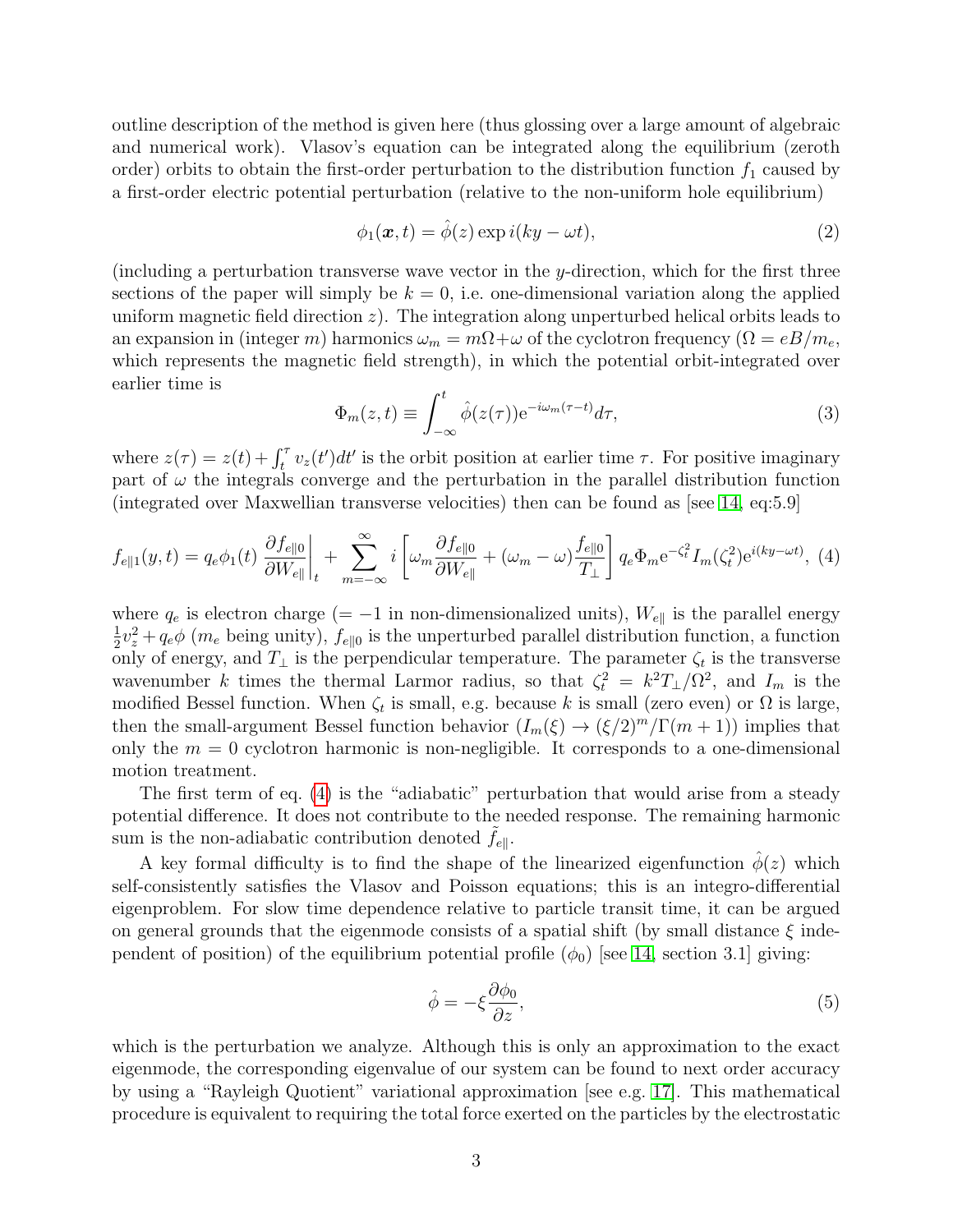outline description of the method is given here (thus glossing over a large amount of algebraic and numerical work). Vlasov's equation can be integrated along the equilibrium (zeroth order) orbits to obtain the first-order perturbation to the distribution function $f_1$ caused by a first-order electric potential perturbation (relative to the non-uniform hole equilibrium)

$$\phi_1(\boldsymbol{x}, t) = \hat{\phi}(z) \exp i(ky - \omega t), \tag{2}$$

(including a perturbation transverse wave vector in the $y$-direction, which for the first three sections of the paper will simply be $k = 0$, i.e. one-dimensional variation along the applied uniform magnetic field direction $z$). The integration along unperturbed helical orbits leads to an expansion in (integer $m$) harmonics $\omega_m = m\Omega + \omega$ of the cyclotron frequency ($\Omega = eB/m_e$, which represents the magnetic field strength), in which the potential orbit-integrated over earlier time is

$$\Phi_m(z, t) \equiv \int_{-\infty}^{t} \hat{\phi}(z(\tau)) \mathrm{e}^{-i\omega_m(\tau - t)} d\tau, \tag{3}$$

where $z(\tau) = z(t) + \int_t^\tau v_z(t')dt'$ is the orbit position at earlier time $\tau$. For positive imaginary part of $\omega$ the integrals converge and the perturbation in the parallel distribution function (integrated over Maxwellian transverse velocities) then can be found as [see 14, eq:5.9]

$$f_{e\parallel 1}(y, t) = q_e \phi_1(t) \left.\frac{\partial f_{e\parallel 0}}{\partial W_{e\parallel}}\right|_t + \sum_{m=-\infty}^{\infty} i \left[ \omega_m \frac{\partial f_{e\parallel 0}}{\partial W_{e\parallel}} + (\omega_m - \omega) \frac{f_{e\parallel 0}}{T_\perp} \right] q_e \Phi_m \mathrm{e}^{-\zeta_t^2} I_m(\zeta_t^2) \mathrm{e}^{i(ky - \omega t)}, \tag{4}$$

where $q_e$ is electron charge ($= -1$ in non-dimensionalized units), $W_{e\parallel}$ is the parallel energy $\frac{1}{2}v_z^2 + q_e\phi$ ($m_e$ being unity), $f_{e\parallel 0}$ is the unperturbed parallel distribution function, a function only of energy, and $T_\perp$ is the perpendicular temperature. The parameter $\zeta_t$ is the transverse wavenumber $k$ times the thermal Larmor radius, so that $\zeta_t^2 = k^2 T_\perp / \Omega^2$, and $I_m$ is the modified Bessel function. When $\zeta_t$ is small, e.g. because $k$ is small (zero even) or $\Omega$ is large, then the small-argument Bessel function behavior ($I_m(\xi) \to (\xi/2)^m / \Gamma(m + 1)$) implies that only the $m = 0$ cyclotron harmonic is non-negligible. It corresponds to a one-dimensional motion treatment.

The first term of eq. (4) is the "adiabatic" perturbation that would arise from a steady potential difference. It does not contribute to the needed response. The remaining harmonic sum is the non-adiabatic contribution denoted $\tilde{f}_{e\parallel}$.

A key formal difficulty is to find the shape of the linearized eigenfunction $\hat{\phi}(z)$ which self-consistently satisfies the Vlasov and Poisson equations; this is an integro-differential eigenproblem. For slow time dependence relative to particle transit time, it can be argued on general grounds that the eigenmode consists of a spatial shift (by small distance $\xi$ independent of position) of the equilibrium potential profile ($\phi_0$) [see 14, section 3.1] giving:

$$\hat{\phi} = -\xi \frac{\partial \phi_0}{\partial z}, \tag{5}$$

which is the perturbation we analyze. Although this is only an approximation to the exact eigenmode, the corresponding eigenvalue of our system can be found to next order accuracy by using a "Rayleigh Quotient" variational approximation [see e.g. 17]. This mathematical procedure is equivalent to requiring the total force exerted on the particles by the electrostatic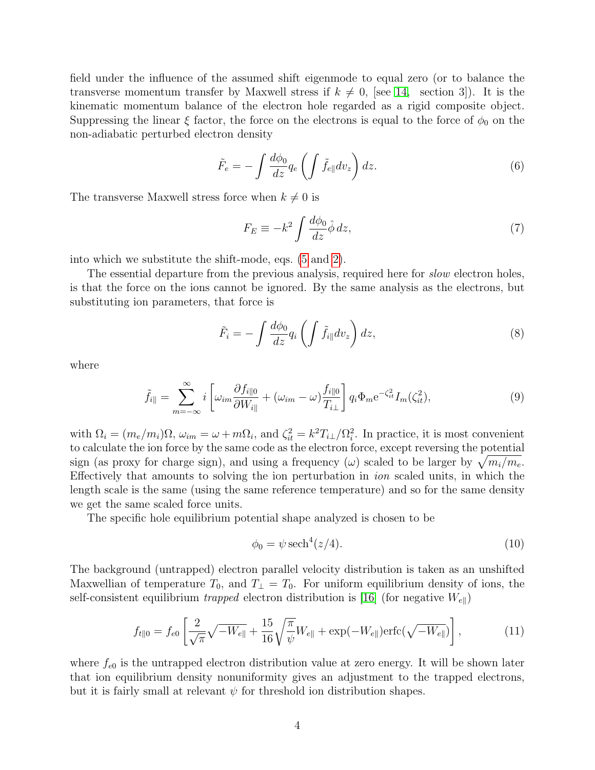field under the influence of the assumed shift eigenmode to equal zero (or to balance the transverse momentum transfer by Maxwell stress if $k \neq 0$, [see [14, section 3]). It is the kinematic momentum balance of the electron hole regarded as a rigid composite object. Suppressing the linear $\xi$ factor, the force on the electrons is equal to the force of $\phi_0$ on the non-adiabatic perturbed electron density

$$\tilde{F}_e = -\int \frac{d\phi_0}{dz} q_e \left( \int \tilde{f}_{e\parallel} dv_z \right) dz. \tag{6}$$

The transverse Maxwell stress force when $k \neq 0$ is

$$F_E \equiv -k^2 \int \frac{d\phi_0}{dz} \hat{\phi}\, dz, \tag{7}$$

into which we substitute the shift-mode, eqs. (5 and 2).

The essential departure from the previous analysis, required here for *slow* electron holes, is that the force on the ions cannot be ignored. By the same analysis as the electrons, but substituting ion parameters, that force is

$$\tilde{F}_i = -\int \frac{d\phi_0}{dz} q_i \left( \int \tilde{f}_{i\parallel} dv_z \right) dz, \tag{8}$$

where

$$\tilde{f}_{i\parallel} = \sum_{m=-\infty}^{\infty} i \left[ \omega_{im} \frac{\partial f_{i\parallel 0}}{\partial W_{i\parallel}} + (\omega_{im} - \omega) \frac{f_{i\parallel 0}}{T_{i\perp}} \right] q_i \Phi_m \mathrm{e}^{-\zeta_{it}^2} I_m(\zeta_{it}^2), \tag{9}$$

with $\Omega_i = (m_e/m_i)\Omega$, $\omega_{im} = \omega + m\Omega_i$, and $\zeta_{it}^2 = k^2 T_{i\perp}/\Omega_i^2$. In practice, it is most convenient to calculate the ion force by the same code as the electron force, except reversing the potential sign (as proxy for charge sign), and using a frequency ($\omega$) scaled to be larger by $\sqrt{m_i/m_e}$. Effectively that amounts to solving the ion perturbation in *ion* scaled units, in which the length scale is the same (using the same reference temperature) and so for the same density we get the same scaled force units.

The specific hole equilibrium potential shape analyzed is chosen to be

$$\phi_0 = \psi\, \mathrm{sech}^4(z/4). \tag{10}$$

The background (untrapped) electron parallel velocity distribution is taken as an unshifted Maxwellian of temperature $T_0$, and $T_\perp = T_0$. For uniform equilibrium density of ions, the self-consistent equilibrium *trapped* electron distribution is [16] (for negative $W_{e\parallel}$)

$$f_{t\parallel 0} = f_{e0} \left[ \frac{2}{\sqrt{\pi}} \sqrt{-W_{e\parallel}} + \frac{15}{16} \sqrt{\frac{\pi}{\psi}} W_{e\parallel} + \exp(-W_{e\parallel}) \mathrm{erfc}(\sqrt{-W_{e\parallel}}) \right], \tag{11}$$

where $f_{e0}$ is the untrapped electron distribution value at zero energy. It will be shown later that ion equilibrium density nonuniformity gives an adjustment to the trapped electrons, but it is fairly small at relevant $\psi$ for threshold ion distribution shapes.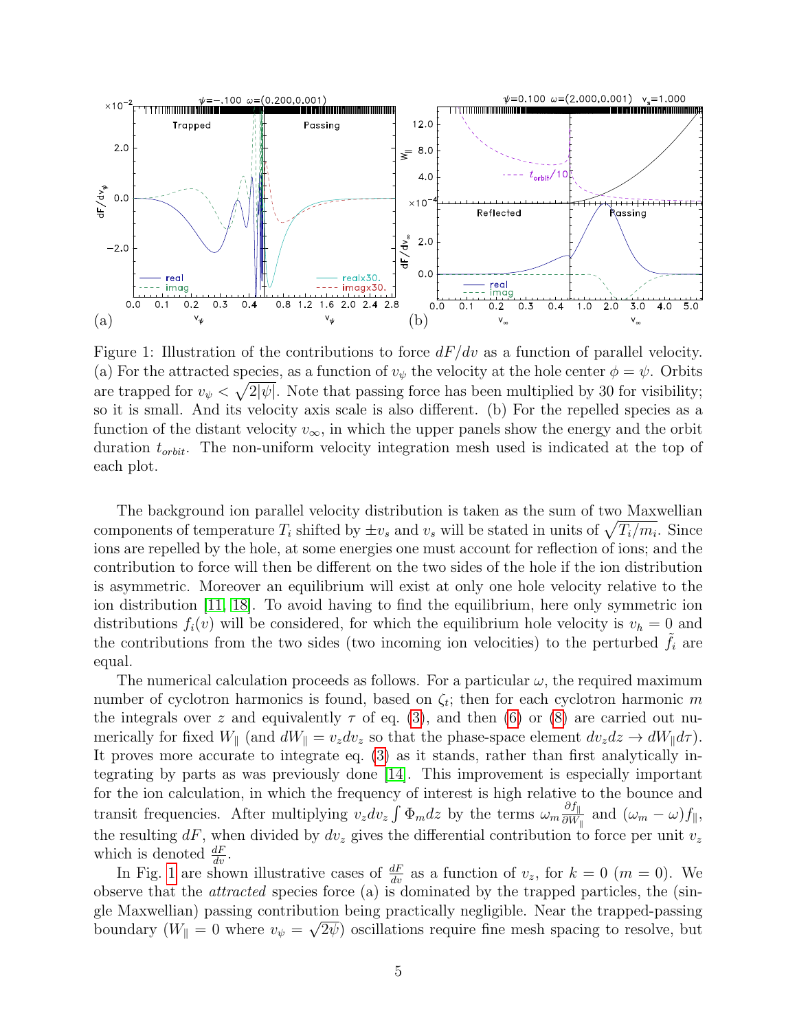Figure 1: Illustration of the contributions to force $dF/dv$ as a function of parallel velocity. (a) For the attracted species, as a function of $v_\psi$ the velocity at the hole center $\phi = \psi$. Orbits are trapped for $v_\psi < \sqrt{2|\psi|}$. Note that passing force has been multiplied by 30 for visibility; so it is small. And its velocity axis scale is also different. (b) For the repelled species as a function of the distant velocity $v_\infty$, in which the upper panels show the energy and the orbit duration $t_{orbit}$. The non-uniform velocity integration mesh used is indicated at the top of each plot.

The background ion parallel velocity distribution is taken as the sum of two Maxwellian components of temperature $T_i$ shifted by $\pm v_s$ and $v_s$ will be stated in units of $\sqrt{T_i/m_i}$. Since ions are repelled by the hole, at some energies one must account for reflection of ions; and the contribution to force will then be different on the two sides of the hole if the ion distribution is asymmetric. Moreover an equilibrium will exist at only one hole velocity relative to the ion distribution [11, 18]. To avoid having to find the equilibrium, here only symmetric ion distributions $f_i(v)$ will be considered, for which the equilibrium hole velocity is $v_h = 0$ and the contributions from the two sides (two incoming ion velocities) to the perturbed $\tilde{f}_i$ are equal.

The numerical calculation proceeds as follows. For a particular $\omega$, the required maximum number of cyclotron harmonics is found, based on $\zeta_t$; then for each cyclotron harmonic $m$ the integrals over $z$ and equivalently $\tau$ of eq. (3), and then (6) or (8) are carried out numerically for fixed $W_\parallel$ (and $dW_\parallel = v_z dv_z$ so that the phase-space element $dv_z dz \to dW_\parallel d\tau$). It proves more accurate to integrate eq. (3) as it stands, rather than first analytically integrating by parts as was previously done [14]. This improvement is especially important for the ion calculation, in which the frequency of interest is high relative to the bounce and transit frequencies. After multiplying $v_z dv_z \int \Phi_m dz$ by the terms $\omega_m \frac{\partial f_\parallel}{\partial W_\parallel}$ and $(\omega_m - \omega) f_\parallel$, the resulting $dF$, when divided by $dv_z$ gives the differential contribution to force per unit $v_z$ which is denoted $\frac{dF}{dv}$.

In Fig. 1 are shown illustrative cases of $\frac{dF}{dv}$ as a function of $v_z$, for $k = 0$ ($m = 0$). We observe that the *attracted* species force (a) is dominated by the trapped particles, the (single Maxwellian) passing contribution being practically negligible. Near the trapped-passing boundary ($W_\parallel = 0$ where $v_\psi = \sqrt{2\psi}$) oscillations require fine mesh spacing to resolve, but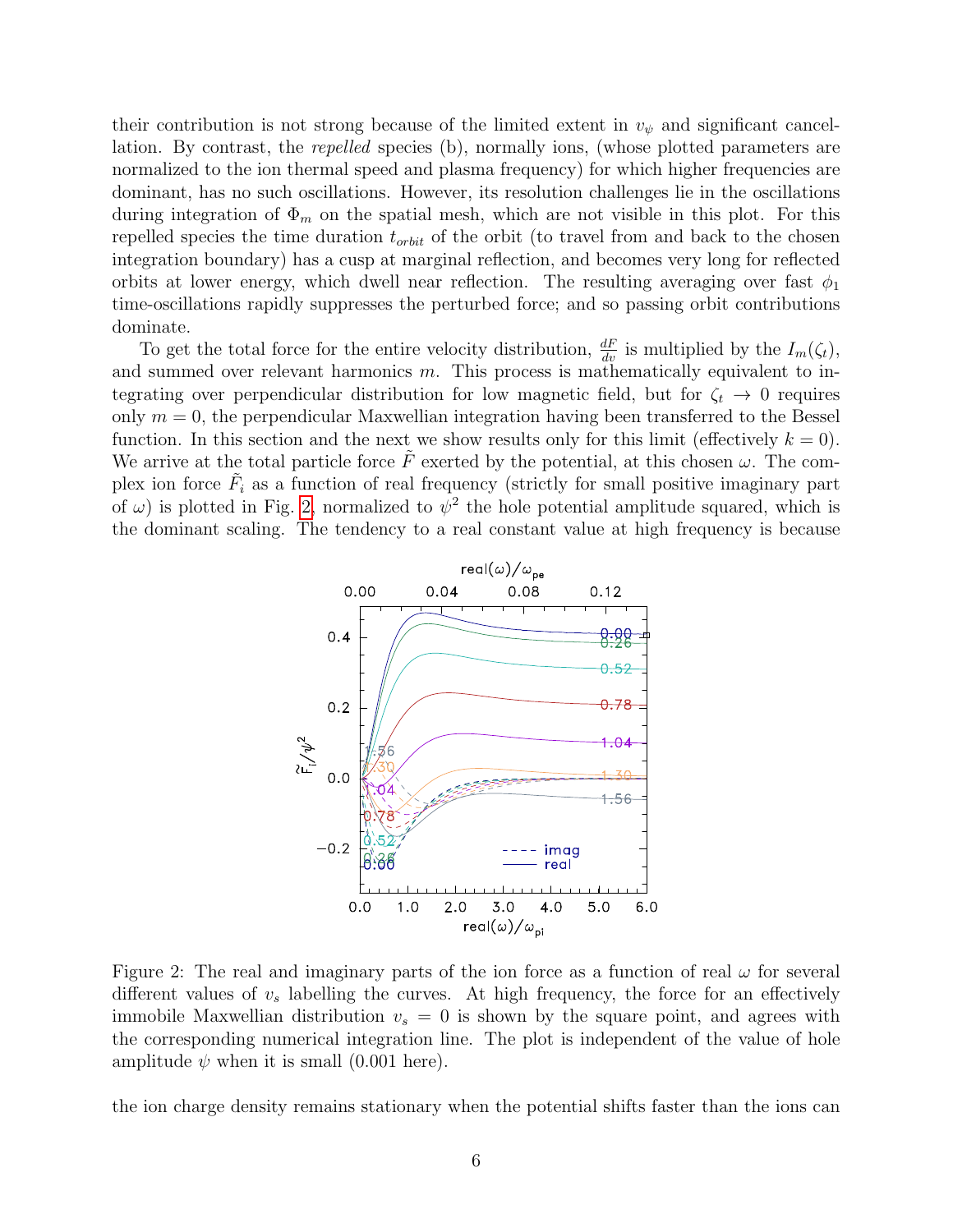their contribution is not strong because of the limited extent in $v_\psi$ and significant cancellation. By contrast, the *repelled* species (b), normally ions, (whose plotted parameters are normalized to the ion thermal speed and plasma frequency) for which higher frequencies are dominant, has no such oscillations. However, its resolution challenges lie in the oscillations during integration of $\Phi_m$ on the spatial mesh, which are not visible in this plot. For this repelled species the time duration $t_{orbit}$ of the orbit (to travel from and back to the chosen integration boundary) has a cusp at marginal reflection, and becomes very long for reflected orbits at lower energy, which dwell near reflection. The resulting averaging over fast $\phi_1$ time-oscillations rapidly suppresses the perturbed force; and so passing orbit contributions dominate.

To get the total force for the entire velocity distribution, $\frac{dF}{dv}$ is multiplied by the $I_m(\zeta_t)$, and summed over relevant harmonics $m$. This process is mathematically equivalent to integrating over perpendicular distribution for low magnetic field, but for $\zeta_t \to 0$ requires only $m = 0$, the perpendicular Maxwellian integration having been transferred to the Bessel function. In this section and the next we show results only for this limit (effectively $k = 0$). We arrive at the total particle force $\tilde{F}$ exerted by the potential, at this chosen $\omega$. The complex ion force $\tilde{F}_i$ as a function of real frequency (strictly for small positive imaginary part of $\omega$) is plotted in Fig. 2, normalized to $\psi^2$ the hole potential amplitude squared, which is the dominant scaling. The tendency to a real constant value at high frequency is because

Figure 2: The real and imaginary parts of the ion force as a function of real $\omega$ for several different values of $v_s$ labelling the curves. At high frequency, the force for an effectively immobile Maxwellian distribution $v_s = 0$ is shown by the square point, and agrees with the corresponding numerical integration line. The plot is independent of the value of hole amplitude $\psi$ when it is small (0.001 here).

the ion charge density remains stationary when the potential shifts faster than the ions can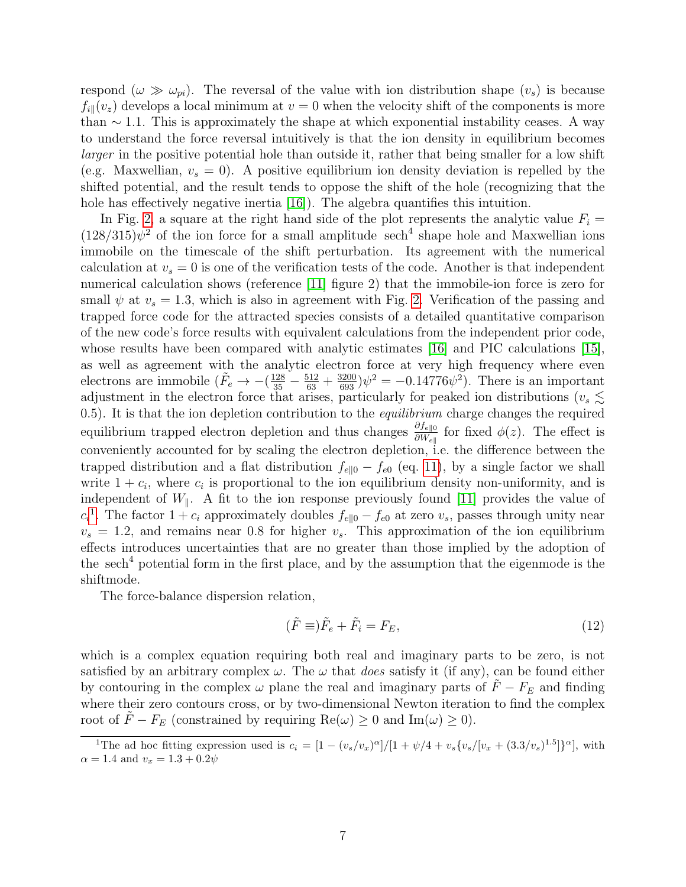respond ($\omega \gg \omega_{pi}$). The reversal of the value with ion distribution shape ($v_s$) is because $f_{i\parallel}(v_z)$ develops a local minimum at $v = 0$ when the velocity shift of the components is more than $\sim 1.1$. This is approximately the shape at which exponential instability ceases. A way to understand the force reversal intuitively is that the ion density in equilibrium becomes *larger* in the positive potential hole than outside it, rather that being smaller for a low shift (e.g. Maxwellian, $v_s = 0$). A positive equilibrium ion density deviation is repelled by the shifted potential, and the result tends to oppose the shift of the hole (recognizing that the hole has effectively negative inertia [16]). The algebra quantifies this intuition.

In Fig. 2, a square at the right hand side of the plot represents the analytic value $F_i = (128/315)\psi^2$ of the ion force for a small amplitude $\text{sech}^4$ shape hole and Maxwellian ions immobile on the timescale of the shift perturbation. Its agreement with the numerical calculation at $v_s = 0$ is one of the verification tests of the code. Another is that independent numerical calculation shows (reference [11] figure 2) that the immobile-ion force is zero for small $\psi$ at $v_s = 1.3$, which is also in agreement with Fig. 2. Verification of the passing and trapped force code for the attracted species consists of a detailed quantitative comparison of the new code's force results with equivalent calculations from the independent prior code, whose results have been compared with analytic estimates [16] and PIC calculations [15], as well as agreement with the analytic electron force at very high frequency where even electrons are immobile ($\tilde{F}_e \to -(\frac{128}{35} - \frac{512}{63} + \frac{3200}{693})\psi^2 = -0.14776\psi^2$). There is an important adjustment in the electron force that arises, particularly for peaked ion distributions ($v_s \lesssim 0.5$). It is that the ion depletion contribution to the *equilibrium* charge changes the required equilibrium trapped electron depletion and thus changes $\frac{\partial f_{e\parallel 0}}{\partial W_{e\parallel}}$ for fixed $\phi(z)$. The effect is conveniently accounted for by scaling the electron depletion, i.e. the difference between the trapped distribution and a flat distribution $f_{e\parallel 0} - f_{e0}$ (eq. 11), by a single factor we shall write $1 + c_i$, where $c_i$ is proportional to the ion equilibrium density non-uniformity, and is independent of $W_\parallel$. A fit to the ion response previously found [11] provides the value of $c_i$[1]. The factor $1 + c_i$ approximately doubles $f_{e\parallel 0} - f_{e0}$ at zero $v_s$, passes through unity near $v_s = 1.2$, and remains near 0.8 for higher $v_s$. This approximation of the ion equilibrium effects introduces uncertainties that are no greater than those implied by the adoption of the $\text{sech}^4$ potential form in the first place, and by the assumption that the eigenmode is the shiftmode.

The force-balance dispersion relation,

$$(\tilde{F} \equiv)\tilde{F}_e + \tilde{F}_i = F_E, \tag{12}$$

which is a complex equation requiring both real and imaginary parts to be zero, is not satisfied by an arbitrary complex $\omega$. The $\omega$ that *does* satisfy it (if any), can be found either by contouring in the complex $\omega$ plane the real and imaginary parts of $\tilde{F} - F_E$ and finding where their zero contours cross, or by two-dimensional Newton iteration to find the complex root of $\tilde{F} - F_E$ (constrained by requiring $\text{Re}(\omega) \geq 0$ and $\text{Im}(\omega) \geq 0$).

[1] The ad hoc fitting expression used is $c_i = [1 - (v_s/v_x)^\alpha]/[1 + \psi/4 + v_s\{v_s/[v_x + (3.3/v_s)^{1.5}]\}^\alpha]$, with $\alpha = 1.4$ and $v_x = 1.3 + 0.2\psi$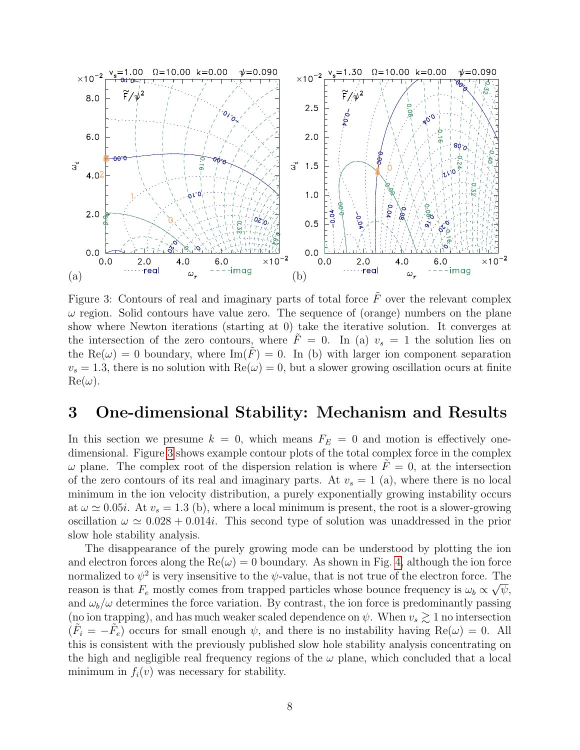Figure 3: Contours of real and imaginary parts of total force $\tilde{F}$ over the relevant complex $\omega$ region. Solid contours have value zero. The sequence of (orange) numbers on the plane show where Newton iterations (starting at 0) take the iterative solution. It converges at the intersection of the zero contours, where $\tilde{F} = 0$. In (a) $v_s = 1$ the solution lies on the $\mathrm{Re}(\omega) = 0$ boundary, where $\mathrm{Im}(\tilde{F}) = 0$. In (b) with larger ion component separation $v_s = 1.3$, there is no solution with $\mathrm{Re}(\omega) = 0$, but a slower growing oscillation ocurs at finite $\mathrm{Re}(\omega)$.

## 3 One-dimensional Stability: Mechanism and Results

In this section we presume $k = 0$, which means $F_E = 0$ and motion is effectively one-dimensional. Figure 3 shows example contour plots of the total complex force in the complex $\omega$ plane. The complex root of the dispersion relation is where $\tilde{F} = 0$, at the intersection of the zero contours of its real and imaginary parts. At $v_s = 1$ (a), where there is no local minimum in the ion velocity distribution, a purely exponentially growing instability occurs at $\omega \simeq 0.05i$. At $v_s = 1.3$ (b), where a local minimum is present, the root is a slower-growing oscillation $\omega \simeq 0.028 + 0.014i$. This second type of solution was unaddressed in the prior slow hole stability analysis.

The disappearance of the purely growing mode can be understood by plotting the ion and electron forces along the $\mathrm{Re}(\omega) = 0$ boundary. As shown in Fig. 4, although the ion force normalized to $\psi^2$ is very insensitive to the $\psi$-value, that is not true of the electron force. The reason is that $F_e$ mostly comes from trapped particles whose bounce frequency is $\omega_b \propto \sqrt{\psi}$, and $\omega_b/\omega$ determines the force variation. By contrast, the ion force is predominantly passing (no ion trapping), and has much weaker scaled dependence on $\psi$. When $v_s \gtrsim 1$ no intersection ($\tilde{F}_i = -\tilde{F}_e$) occurs for small enough $\psi$, and there is no instability having $\mathrm{Re}(\omega) = 0$. All this is consistent with the previously published slow hole stability analysis concentrating on the high and negligible real frequency regions of the $\omega$ plane, which concluded that a local minimum in $f_i(v)$ was necessary for stability.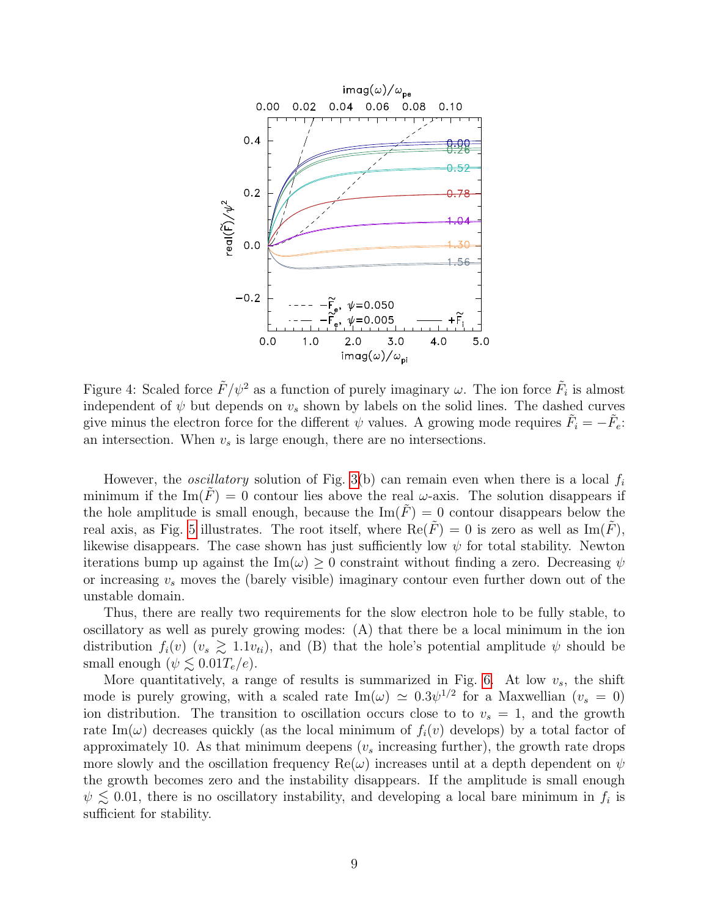Figure 4: Scaled force $\tilde{F}/\psi^2$ as a function of purely imaginary $\omega$. The ion force $\tilde{F}_i$ is almost independent of $\psi$ but depends on $v_s$ shown by labels on the solid lines. The dashed curves give minus the electron force for the different $\psi$ values. A growing mode requires $\tilde{F}_i = -\tilde{F}_e$: an intersection. When $v_s$ is large enough, there are no intersections.

However, the *oscillatory* solution of Fig. 3(b) can remain even when there is a local $f_i$ minimum if the $\mathrm{Im}(\tilde{F}) = 0$ contour lies above the real $\omega$-axis. The solution disappears if the hole amplitude is small enough, because the $\mathrm{Im}(\tilde{F}) = 0$ contour disappears below the real axis, as Fig. 5 illustrates. The root itself, where $\mathrm{Re}(\tilde{F}) = 0$ is zero as well as $\mathrm{Im}(\tilde{F})$, likewise disappears. The case shown has just sufficiently low $\psi$ for total stability. Newton iterations bump up against the $\mathrm{Im}(\omega) \geq 0$ constraint without finding a zero. Decreasing $\psi$ or increasing $v_s$ moves the (barely visible) imaginary contour even further down out of the unstable domain.

Thus, there are really two requirements for the slow electron hole to be fully stable, to oscillatory as well as purely growing modes: (A) that there be a local minimum in the ion distribution $f_i(v)$ ($v_s \gtrsim 1.1v_{ti}$), and (B) that the hole's potential amplitude $\psi$ should be small enough ($\psi \lesssim 0.01T_e/e$).

More quantitatively, a range of results is summarized in Fig. 6. At low $v_s$, the shift mode is purely growing, with a scaled rate $\mathrm{Im}(\omega) \simeq 0.3\psi^{1/2}$ for a Maxwellian ($v_s = 0$) ion distribution. The transition to oscillation occurs close to to $v_s = 1$, and the growth rate $\mathrm{Im}(\omega)$ decreases quickly (as the local minimum of $f_i(v)$ develops) by a total factor of approximately 10. As that minimum deepens ($v_s$ increasing further), the growth rate drops more slowly and the oscillation frequency $\mathrm{Re}(\omega)$ increases until at a depth dependent on $\psi$ the growth becomes zero and the instability disappears. If the amplitude is small enough $\psi \lesssim 0.01$, there is no oscillatory instability, and developing a local bare minimum in $f_i$ is sufficient for stability.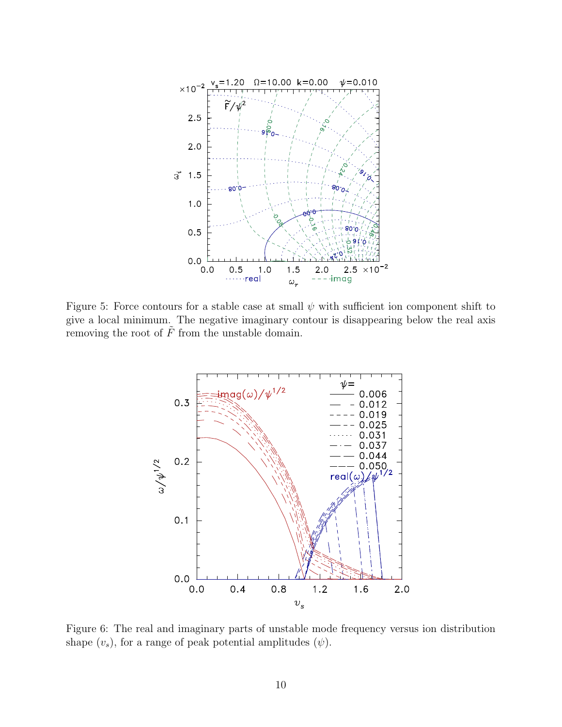Figure 5: Force contours for a stable case at small $\psi$ with sufficient ion component shift to give a local minimum. The negative imaginary contour is disappearing below the real axis removing the root of $\tilde{F}$ from the unstable domain.

Figure 6: The real and imaginary parts of unstable mode frequency versus ion distribution shape ($v_s$), for a range of peak potential amplitudes ($\psi$).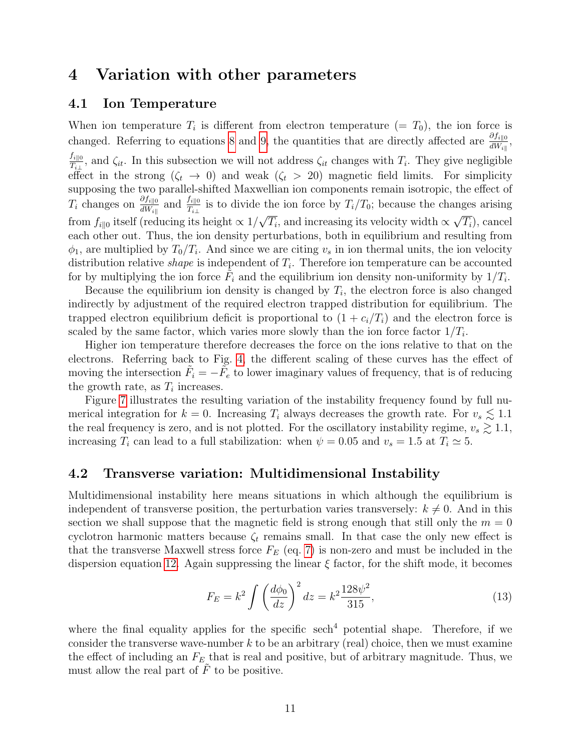## 4 Variation with other parameters

### 4.1 Ion Temperature

When ion temperature $T_i$ is different from electron temperature ($= T_0$), the ion force is changed. Referring to equations 8 and 9, the quantities that are directly affected are $\frac{\partial f_{i\parallel 0}}{dW_{i\parallel}}$, $\frac{f_{i\parallel 0}}{T_{i\perp}}$, and $\zeta_{it}$. In this subsection we will not address $\zeta_{it}$ changes with $T_i$. They give negligible effect in the strong ($\zeta_t \to 0$) and weak ($\zeta_t > 20$) magnetic field limits. For simplicity supposing the two parallel-shifted Maxwellian ion components remain isotropic, the effect of $T_i$ changes on $\frac{\partial f_{i\parallel 0}}{dW_{i\parallel}}$ and $\frac{f_{i\parallel 0}}{T_{i\perp}}$ is to divide the ion force by $T_i/T_0$; because the changes arising from $f_{i\parallel 0}$ itself (reducing its height $\propto 1/\sqrt{T_i}$, and increasing its velocity width $\propto \sqrt{T_i}$), cancel each other out. Thus, the ion density perturbations, both in equilibrium and resulting from $\phi_1$, are multiplied by $T_0/T_i$. And since we are citing $v_s$ in ion thermal units, the ion velocity distribution relative *shape* is independent of $T_i$. Therefore ion temperature can be accounted for by multiplying the ion force $\tilde{F}_i$ and the equilibrium ion density non-uniformity by $1/T_i$.

Because the equilibrium ion density is changed by $T_i$, the electron force is also changed indirectly by adjustment of the required electron trapped distribution for equilibrium. The trapped electron equilibrium deficit is proportional to $(1 + c_i/T_i)$ and the electron force is scaled by the same factor, which varies more slowly than the ion force factor $1/T_i$.

Higher ion temperature therefore decreases the force on the ions relative to that on the electrons. Referring back to Fig. 4, the different scaling of these curves has the effect of moving the intersection $\tilde{F}_i = -\tilde{F}_e$ to lower imaginary values of frequency, that is of reducing the growth rate, as $T_i$ increases.

Figure 7 illustrates the resulting variation of the instability frequency found by full numerical integration for $k = 0$. Increasing $T_i$ always decreases the growth rate. For $v_s \lesssim 1.1$ the real frequency is zero, and is not plotted. For the oscillatory instability regime, $v_s \gtrsim 1.1$, increasing $T_i$ can lead to a full stabilization: when $\psi = 0.05$ and $v_s = 1.5$ at $T_i \simeq 5$.

### 4.2 Transverse variation: Multidimensional Instability

Multidimensional instability here means situations in which although the equilibrium is independent of transverse position, the perturbation varies transversely: $k \neq 0$. And in this section we shall suppose that the magnetic field is strong enough that still only the $m = 0$ cyclotron harmonic matters because $\zeta_t$ remains small. In that case the only new effect is that the transverse Maxwell stress force $F_E$ (eq. 7) is non-zero and must be included in the dispersion equation 12. Again suppressing the linear $\xi$ factor, for the shift mode, it becomes

$$F_E = k^2 \int \left(\frac{d\phi_0}{dz}\right)^2 dz = k^2 \frac{128\psi^2}{315}, \tag{13}$$

where the final equality applies for the specific $\text{sech}^4$ potential shape. Therefore, if we consider the transverse wave-number $k$ to be an arbitrary (real) choice, then we must examine the effect of including an $F_E$ that is real and positive, but of arbitrary magnitude. Thus, we must allow the real part of $\tilde{F}$ to be positive.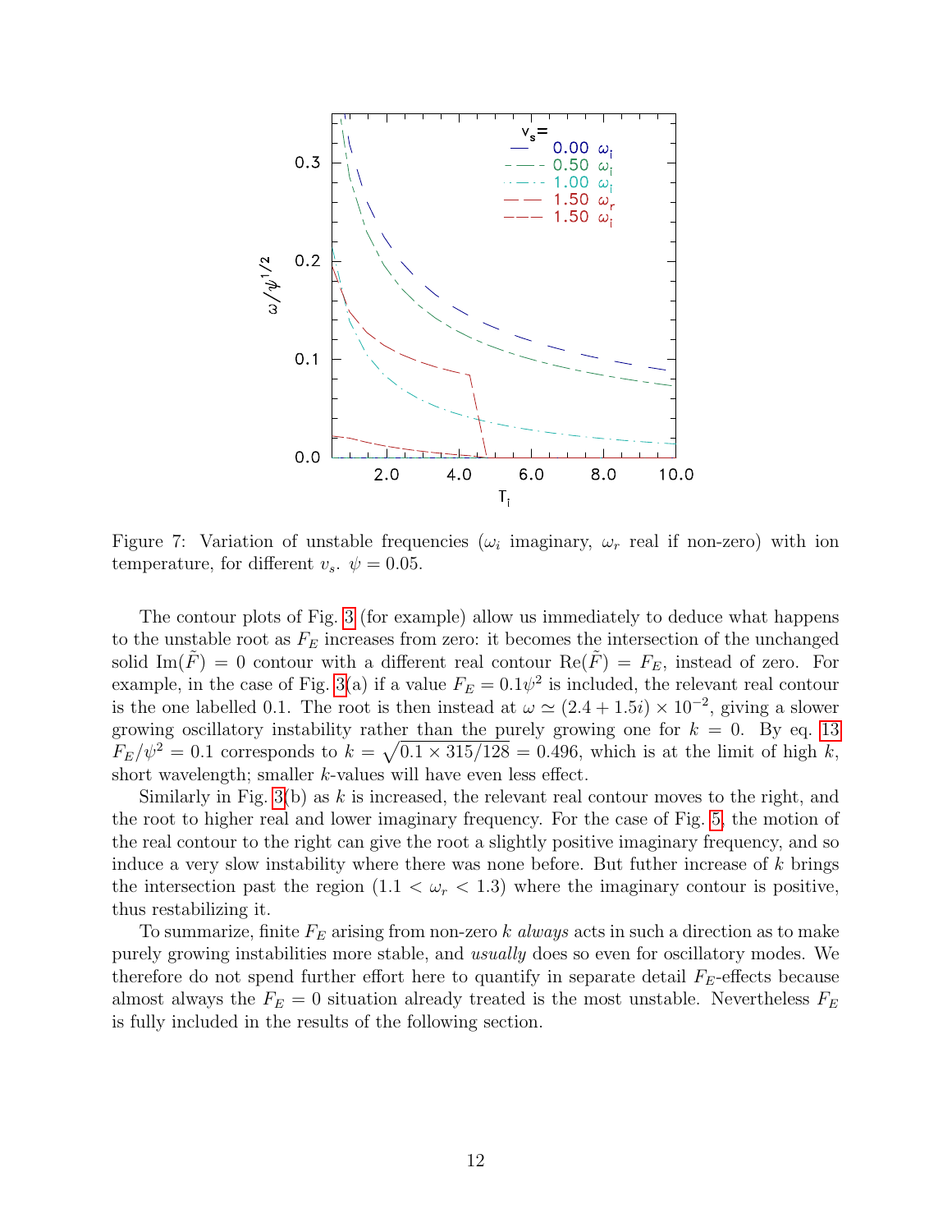Figure 7: Variation of unstable frequencies ($\omega_i$ imaginary, $\omega_r$ real if non-zero) with ion temperature, for different $v_s$. $\psi = 0.05$.

The contour plots of Fig. 3 (for example) allow us immediately to deduce what happens to the unstable root as $F_E$ increases from zero: it becomes the intersection of the unchanged solid $\mathrm{Im}(\tilde{F}) = 0$ contour with a different real contour $\mathrm{Re}(\tilde{F}) = F_E$, instead of zero. For example, in the case of Fig. 3(a) if a value $F_E = 0.1\psi^2$ is included, the relevant real contour is the one labelled 0.1. The root is then instead at $\omega \simeq (2.4 + 1.5i) \times 10^{-2}$, giving a slower growing oscillatory instability rather than the purely growing one for $k = 0$. By eq. 13 $F_E/\psi^2 = 0.1$ corresponds to $k = \sqrt{0.1 \times 315/128} = 0.496$, which is at the limit of high $k$, short wavelength; smaller $k$-values will have even less effect.

Similarly in Fig. 3(b) as $k$ is increased, the relevant real contour moves to the right, and the root to higher real and lower imaginary frequency. For the case of Fig. 5, the motion of the real contour to the right can give the root a slightly positive imaginary frequency, and so induce a very slow instability where there was none before. But futher increase of $k$ brings the intersection past the region ($1.1 < \omega_r < 1.3$) where the imaginary contour is positive, thus restabilizing it.

To summarize, finite $F_E$ arising from non-zero $k$ *always* acts in such a direction as to make purely growing instabilities more stable, and *usually* does so even for oscillatory modes. We therefore do not spend further effort here to quantify in separate detail $F_E$-effects because almost always the $F_E = 0$ situation already treated is the most unstable. Nevertheless $F_E$ is fully included in the results of the following section.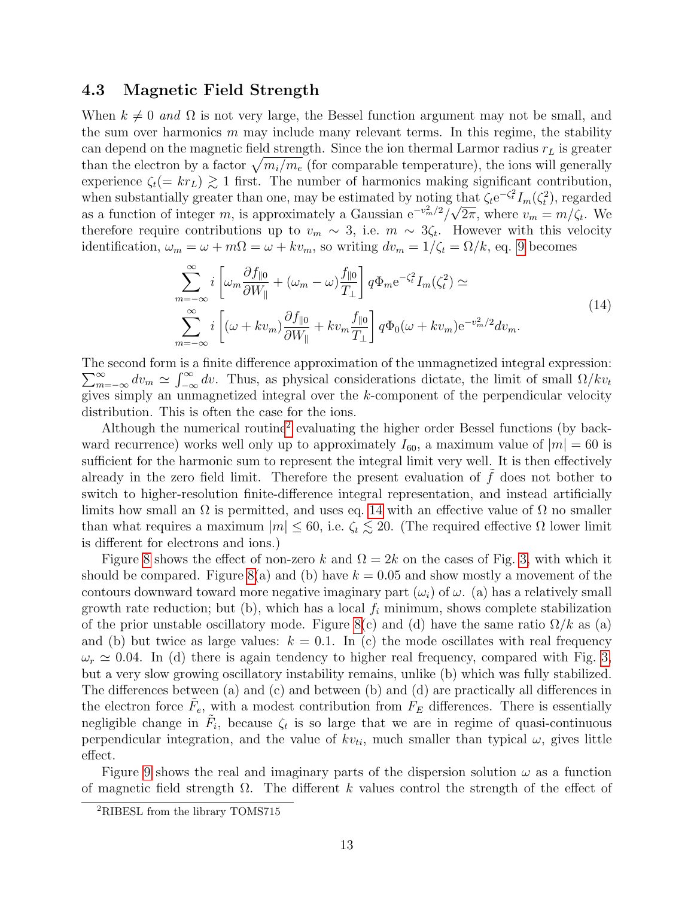### 4.3 Magnetic Field Strength

When $k \neq 0$ *and* $\Omega$ is not very large, the Bessel function argument may not be small, and the sum over harmonics $m$ may include many relevant terms. In this regime, the stability can depend on the magnetic field strength. Since the ion thermal Larmor radius $r_L$ is greater than the electron by a factor $\sqrt{m_i/m_e}$ (for comparable temperature), the ions will generally experience $\zeta_t (= kr_L) \gtrsim 1$ first. The number of harmonics making significant contribution, when substantially greater than one, may be estimated by noting that $\zeta_t \mathrm{e}^{-\zeta_t^2} I_m(\zeta_t^2)$, regarded as a function of integer $m$, is approximately a Gaussian $\mathrm{e}^{-v_m^2/2}/\sqrt{2\pi}$, where $v_m = m/\zeta_t$. We therefore require contributions up to $v_m \sim 3$, i.e. $m \sim 3\zeta_t$. However with this velocity identification, $\omega_m = \omega + m\Omega = \omega + kv_m$, so writing $dv_m = 1/\zeta_t = \Omega/k$, eq. 9 becomes

$$
\begin{aligned}
&\sum_{m=-\infty}^{\infty} i \left[ \omega_m \frac{\partial f_{\parallel 0}}{\partial W_\parallel} + (\omega_m - \omega) \frac{f_{\parallel 0}}{T_\perp} \right] q\Phi_m \mathrm{e}^{-\zeta_t^2} I_m(\zeta_t^2) \simeq \\
&\sum_{m=-\infty}^{\infty} i \left[ (\omega + kv_m) \frac{\partial f_{\parallel 0}}{\partial W_\parallel} + kv_m \frac{f_{\parallel 0}}{T_\perp} \right] q\Phi_0(\omega + kv_m) \mathrm{e}^{-v_m^2/2} dv_m.
\end{aligned}
\tag{14}
$$

The second form is a finite difference approximation of the unmagnetized integral expression: $\sum_{m=-\infty}^{\infty} dv_m \simeq \int_{-\infty}^{\infty} dv$. Thus, as physical considerations dictate, the limit of small $\Omega/kv_t$ gives simply an unmagnetized integral over the $k$-component of the perpendicular velocity distribution. This is often the case for the ions.

Although the numerical routine[2] evaluating the higher order Bessel functions (by backward recurrence) works well only up to approximately $I_{60}$, a maximum value of $|m| = 60$ is sufficient for the harmonic sum to represent the integral limit very well. It is then effectively already in the zero field limit. Therefore the present evaluation of $\tilde{f}$ does not bother to switch to higher-resolution finite-difference integral representation, and instead artificially limits how small an $\Omega$ is permitted, and uses eq. 14 with an effective value of $\Omega$ no smaller than what requires a maximum $|m| \leq 60$, i.e. $\zeta_t \lesssim 20$. (The required effective $\Omega$ lower limit is different for electrons and ions.)

Figure 8 shows the effect of non-zero $k$ and $\Omega = 2k$ on the cases of Fig. 3, with which it should be compared. Figure 8(a) and (b) have $k = 0.05$ and show mostly a movement of the contours downward toward more negative imaginary part ($\omega_i$) of $\omega$. (a) has a relatively small growth rate reduction; but (b), which has a local $f_i$ minimum, shows complete stabilization of the prior unstable oscillatory mode. Figure 8(c) and (d) have the same ratio $\Omega/k$ as (a) and (b) but twice as large values: $k = 0.1$. In (c) the mode oscillates with real frequency $\omega_r \simeq 0.04$. In (d) there is again tendency to higher real frequency, compared with Fig. 3, but a very slow growing oscillatory instability remains, unlike (b) which was fully stabilized. The differences between (a) and (c) and between (b) and (d) are practically all differences in the electron force $\tilde{F}_e$, with a modest contribution from $F_E$ differences. There is essentially negligible change in $\tilde{F}_i$, because $\zeta_t$ is so large that we are in regime of quasi-continuous perpendicular integration, and the value of $kv_{ti}$, much smaller than typical $\omega$, gives little effect.

Figure 9 shows the real and imaginary parts of the dispersion solution $\omega$ as a function of magnetic field strength $\Omega$. The different $k$ values control the strength of the effect of

---

[2] RIBESL from the library TOMS715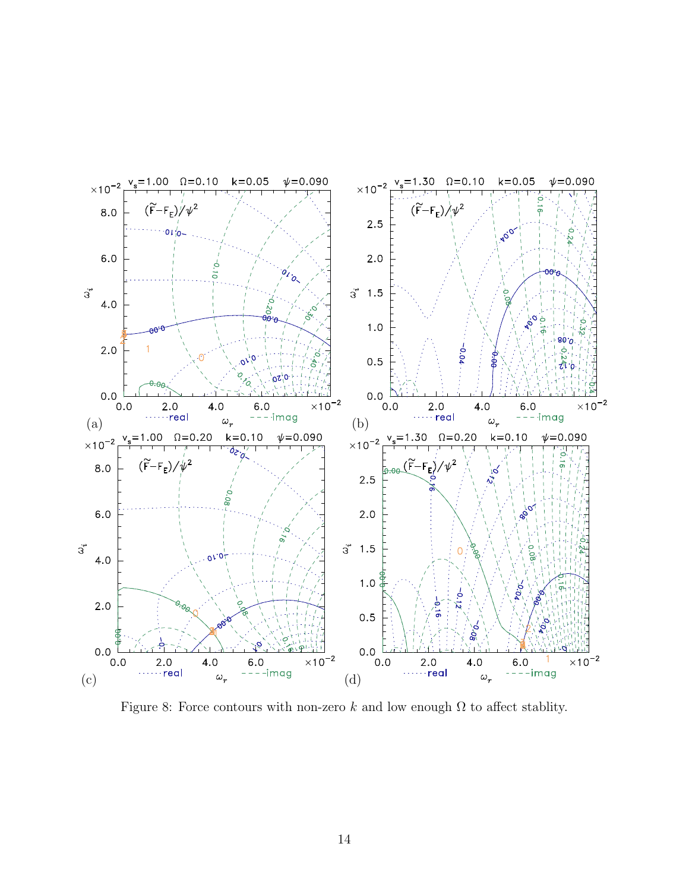Figure 8: Force contours with non-zero $k$ and low enough $\Omega$ to affect stablity.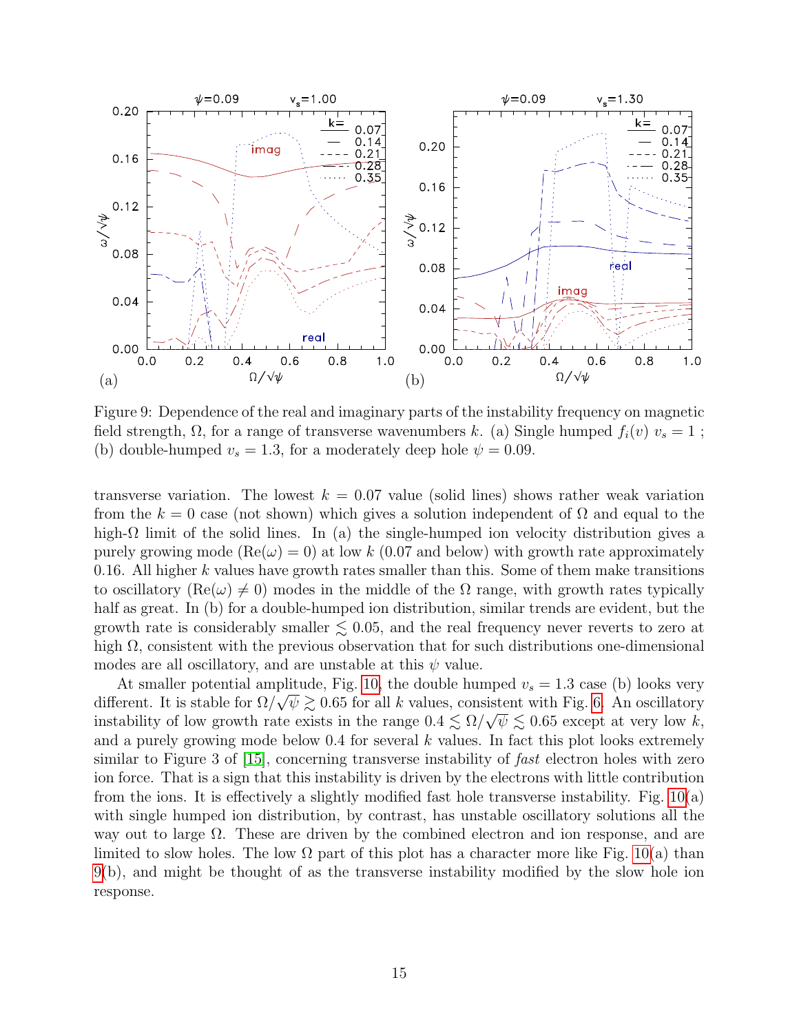Figure 9: Dependence of the real and imaginary parts of the instability frequency on magnetic field strength, $\Omega$, for a range of transverse wavenumbers $k$. (a) Single humped $f_i(v)$ $v_s = 1$ ; (b) double-humped $v_s = 1.3$, for a moderately deep hole $\psi = 0.09$.

transverse variation. The lowest $k = 0.07$ value (solid lines) shows rather weak variation from the $k = 0$ case (not shown) which gives a solution independent of $\Omega$ and equal to the high-$\Omega$ limit of the solid lines. In (a) the single-humped ion velocity distribution gives a purely growing mode ($\text{Re}(\omega) = 0$) at low $k$ (0.07 and below) with growth rate approximately 0.16. All higher $k$ values have growth rates smaller than this. Some of them make transitions to oscillatory ($\text{Re}(\omega) \neq 0$) modes in the middle of the $\Omega$ range, with growth rates typically half as great. In (b) for a double-humped ion distribution, similar trends are evident, but the growth rate is considerably smaller $\lesssim 0.05$, and the real frequency never reverts to zero at high $\Omega$, consistent with the previous observation that for such distributions one-dimensional modes are all oscillatory, and are unstable at this $\psi$ value.

At smaller potential amplitude, Fig. 10, the double humped $v_s = 1.3$ case (b) looks very different. It is stable for $\Omega/\sqrt{\psi} \gtrsim 0.65$ for all $k$ values, consistent with Fig. 6. An oscillatory instability of low growth rate exists in the range $0.4 \lesssim \Omega/\sqrt{\psi} \lesssim 0.65$ except at very low $k$, and a purely growing mode below 0.4 for several $k$ values. In fact this plot looks extremely similar to Figure 3 of [15], concerning transverse instability of *fast* electron holes with zero ion force. That is a sign that this instability is driven by the electrons with little contribution from the ions. It is effectively a slightly modified fast hole transverse instability. Fig. 10(a) with single humped ion distribution, by contrast, has unstable oscillatory solutions all the way out to large $\Omega$. These are driven by the combined electron and ion response, and are limited to slow holes. The low $\Omega$ part of this plot has a character more like Fig. 10(a) than 9(b), and might be thought of as the transverse instability modified by the slow hole ion response.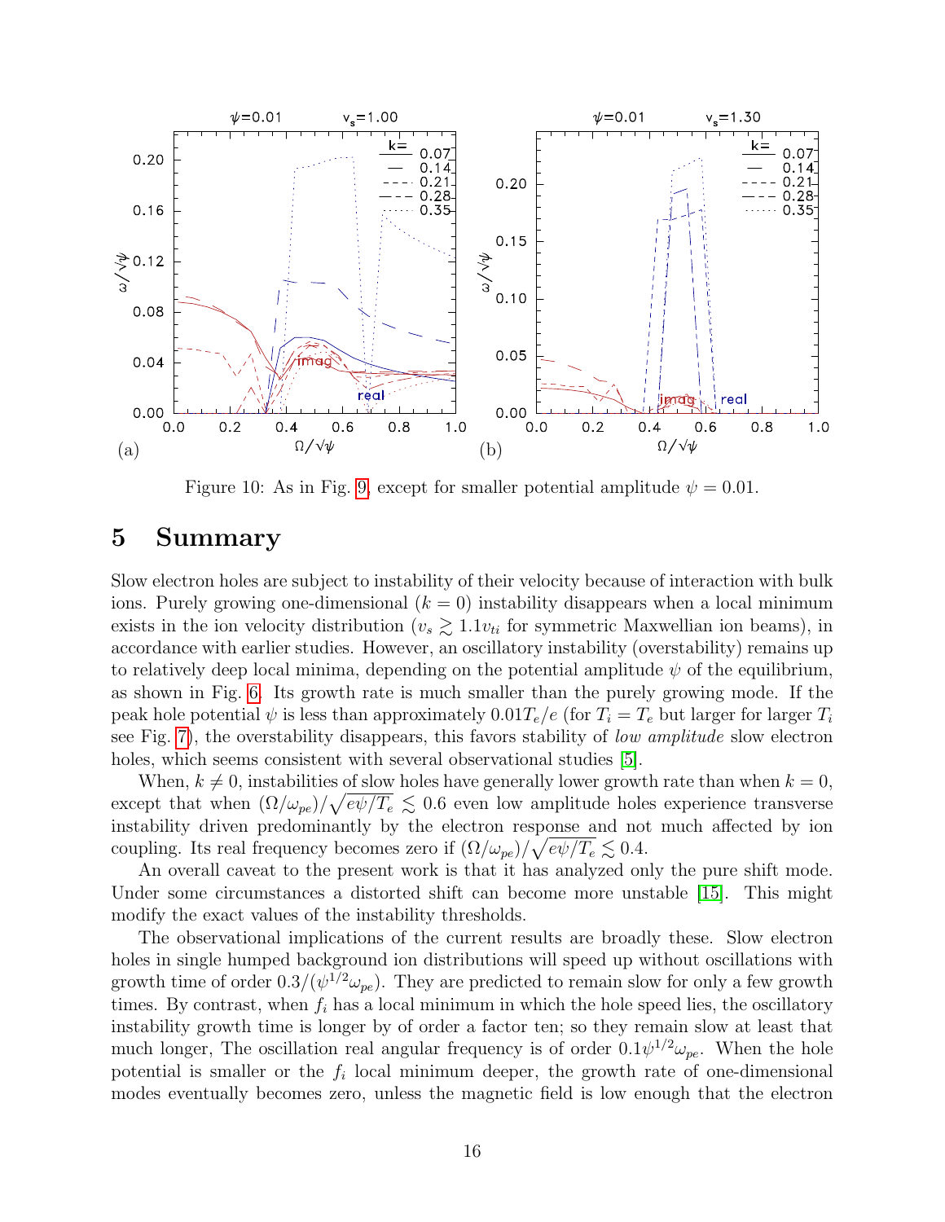Figure 10: As in Fig. 9, except for smaller potential amplitude $\psi = 0.01$.

## 5 Summary

Slow electron holes are subject to instability of their velocity because of interaction with bulk ions. Purely growing one-dimensional ($k = 0$) instability disappears when a local minimum exists in the ion velocity distribution ($v_s \gtrsim 1.1 v_{ti}$ for symmetric Maxwellian ion beams), in accordance with earlier studies. However, an oscillatory instability (overstability) remains up to relatively deep local minima, depending on the potential amplitude $\psi$ of the equilibrium, as shown in Fig. 6. Its growth rate is much smaller than the purely growing mode. If the peak hole potential $\psi$ is less than approximately $0.01 T_e/e$ (for $T_i = T_e$ but larger for larger $T_i$ see Fig. 7), the overstability disappears, this favors stability of *low amplitude* slow electron holes, which seems consistent with several observational studies [5].

When, $k \neq 0$, instabilities of slow holes have generally lower growth rate than when $k = 0$, except that when $(\Omega/\omega_{pe})/\sqrt{e\psi/T_e} \lesssim 0.6$ even low amplitude holes experience transverse instability driven predominantly by the electron response and not much affected by ion coupling. Its real frequency becomes zero if $(\Omega/\omega_{pe})/\sqrt{e\psi/T_e} \lesssim 0.4$.

An overall caveat to the present work is that it has analyzed only the pure shift mode. Under some circumstances a distorted shift can become more unstable [15]. This might modify the exact values of the instability thresholds.

The observational implications of the current results are broadly these. Slow electron holes in single humped background ion distributions will speed up without oscillations with growth time of order $0.3/(\psi^{1/2}\omega_{pe})$. They are predicted to remain slow for only a few growth times. By contrast, when $f_i$ has a local minimum in which the hole speed lies, the oscillatory instability growth time is longer by of order a factor ten; so they remain slow at least that much longer, The oscillation real angular frequency is of order $0.1\psi^{1/2}\omega_{pe}$. When the hole potential is smaller or the $f_i$ local minimum deeper, the growth rate of one-dimensional modes eventually becomes zero, unless the magnetic field is low enough that the electron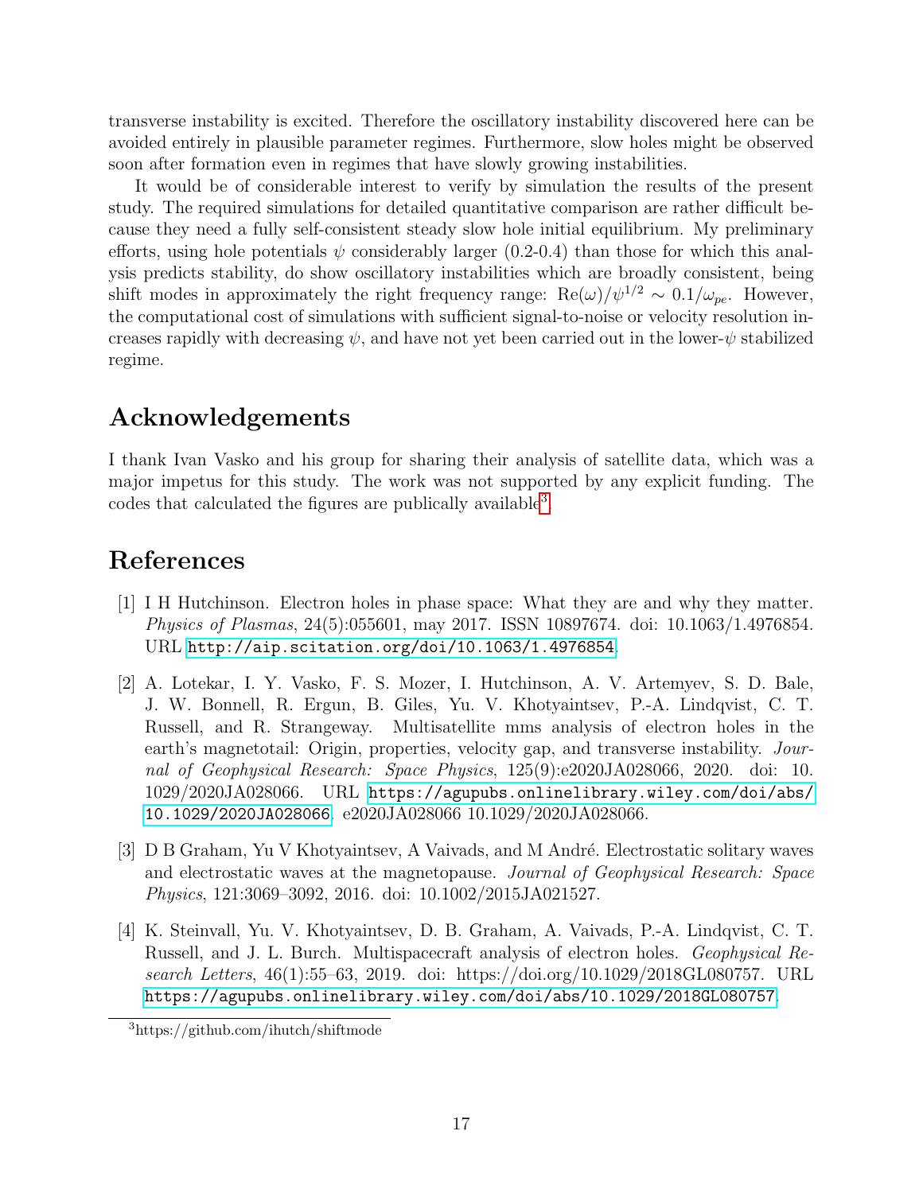transverse instability is excited. Therefore the oscillatory instability discovered here can be avoided entirely in plausible parameter regimes. Furthermore, slow holes might be observed soon after formation even in regimes that have slowly growing instabilities.

It would be of considerable interest to verify by simulation the results of the present study. The required simulations for detailed quantitative comparison are rather difficult because they need a fully self-consistent steady slow hole initial equilibrium. My preliminary efforts, using hole potentials $\psi$ considerably larger (0.2-0.4) than those for which this analysis predicts stability, do show oscillatory instabilities which are broadly consistent, being shift modes in approximately the right frequency range: $\mathrm{Re}(\omega)/\psi^{1/2} \sim 0.1/\omega_{pe}$. However, the computational cost of simulations with sufficient signal-to-noise or velocity resolution increases rapidly with decreasing $\psi$, and have not yet been carried out in the lower-$\psi$ stabilized regime.

# Acknowledgements

I thank Ivan Vasko and his group for sharing their analysis of satellite data, which was a major impetus for this study. The work was not supported by any explicit funding. The codes that calculated the figures are publically available[3].

# References

[1] I H Hutchinson. Electron holes in phase space: What they are and why they matter. *Physics of Plasmas*, 24(5):055601, may 2017. ISSN 10897674. doi: 10.1063/1.4976854. URL http://aip.scitation.org/doi/10.1063/1.4976854.

[2] A. Lotekar, I. Y. Vasko, F. S. Mozer, I. Hutchinson, A. V. Artemyev, S. D. Bale, J. W. Bonnell, R. Ergun, B. Giles, Yu. V. Khotyaintsev, P.-A. Lindqvist, C. T. Russell, and R. Strangeway. Multisatellite mms analysis of electron holes in the earth's magnetotail: Origin, properties, velocity gap, and transverse instability. *Journal of Geophysical Research: Space Physics*, 125(9):e2020JA028066, 2020. doi: 10.1029/2020JA028066. URL https://agupubs.onlinelibrary.wiley.com/doi/abs/10.1029/2020JA028066. e2020JA028066 10.1029/2020JA028066.

[3] D B Graham, Yu V Khotyaintsev, A Vaivads, and M André. Electrostatic solitary waves and electrostatic waves at the magnetopause. *Journal of Geophysical Research: Space Physics*, 121:3069–3092, 2016. doi: 10.1002/2015JA021527.

[4] K. Steinvall, Yu. V. Khotyaintsev, D. B. Graham, A. Vaivads, P.-A. Lindqvist, C. T. Russell, and J. L. Burch. Multispacecraft analysis of electron holes. *Geophysical Research Letters*, 46(1):55–63, 2019. doi: https://doi.org/10.1029/2018GL080757. URL https://agupubs.onlinelibrary.wiley.com/doi/abs/10.1029/2018GL080757.

[3] https://github.com/ihutch/shiftmode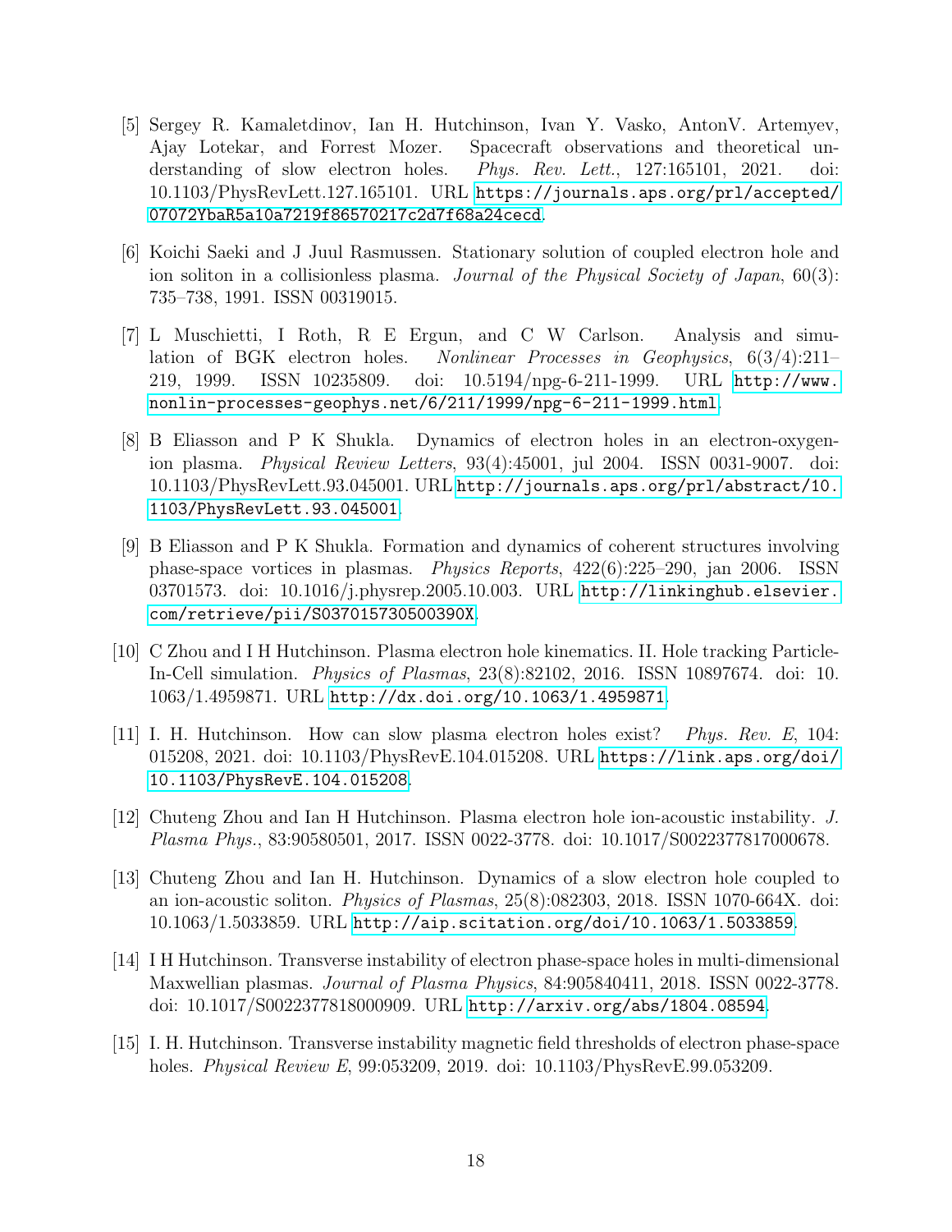[5] Sergey R. Kamaletdinov, Ian H. Hutchinson, Ivan Y. Vasko, AntonV. Artemyev, Ajay Lotekar, and Forrest Mozer. Spacecraft observations and theoretical understanding of slow electron holes. *Phys. Rev. Lett.*, 127:165101, 2021. doi: 10.1103/PhysRevLett.127.165101. URL https://journals.aps.org/prl/accepted/07072YbaR5a10a7219f86570217c2d7f68a24cecd.

[6] Koichi Saeki and J Juul Rasmussen. Stationary solution of coupled electron hole and ion soliton in a collisionless plasma. *Journal of the Physical Society of Japan*, 60(3): 735–738, 1991. ISSN 00319015.

[7] L Muschietti, I Roth, R E Ergun, and C W Carlson. Analysis and simulation of BGK electron holes. *Nonlinear Processes in Geophysics*, 6(3/4):211–219, 1999. ISSN 10235809. doi: 10.5194/npg-6-211-1999. URL http://www.nonlin-processes-geophys.net/6/211/1999/npg-6-211-1999.html.

[8] B Eliasson and P K Shukla. Dynamics of electron holes in an electron-oxygen-ion plasma. *Physical Review Letters*, 93(4):45001, jul 2004. ISSN 0031-9007. doi: 10.1103/PhysRevLett.93.045001. URL http://journals.aps.org/prl/abstract/10.1103/PhysRevLett.93.045001.

[9] B Eliasson and P K Shukla. Formation and dynamics of coherent structures involving phase-space vortices in plasmas. *Physics Reports*, 422(6):225–290, jan 2006. ISSN 03701573. doi: 10.1016/j.physrep.2005.10.003. URL http://linkinghub.elsevier.com/retrieve/pii/S037015730500390X.

[10] C Zhou and I H Hutchinson. Plasma electron hole kinematics. II. Hole tracking Particle-In-Cell simulation. *Physics of Plasmas*, 23(8):82102, 2016. ISSN 10897674. doi: 10.1063/1.4959871. URL http://dx.doi.org/10.1063/1.4959871.

[11] I. H. Hutchinson. How can slow plasma electron holes exist? *Phys. Rev. E*, 104: 015208, 2021. doi: 10.1103/PhysRevE.104.015208. URL https://link.aps.org/doi/10.1103/PhysRevE.104.015208.

[12] Chuteng Zhou and Ian H Hutchinson. Plasma electron hole ion-acoustic instability. *J. Plasma Phys.*, 83:90580501, 2017. ISSN 0022-3778. doi: 10.1017/S0022377817000678.

[13] Chuteng Zhou and Ian H. Hutchinson. Dynamics of a slow electron hole coupled to an ion-acoustic soliton. *Physics of Plasmas*, 25(8):082303, 2018. ISSN 1070-664X. doi: 10.1063/1.5033859. URL http://aip.scitation.org/doi/10.1063/1.5033859.

[14] I H Hutchinson. Transverse instability of electron phase-space holes in multi-dimensional Maxwellian plasmas. *Journal of Plasma Physics*, 84:905840411, 2018. ISSN 0022-3778. doi: 10.1017/S0022377818000909. URL http://arxiv.org/abs/1804.08594.

[15] I. H. Hutchinson. Transverse instability magnetic field thresholds of electron phase-space holes. *Physical Review E*, 99:053209, 2019. doi: 10.1103/PhysRevE.99.053209.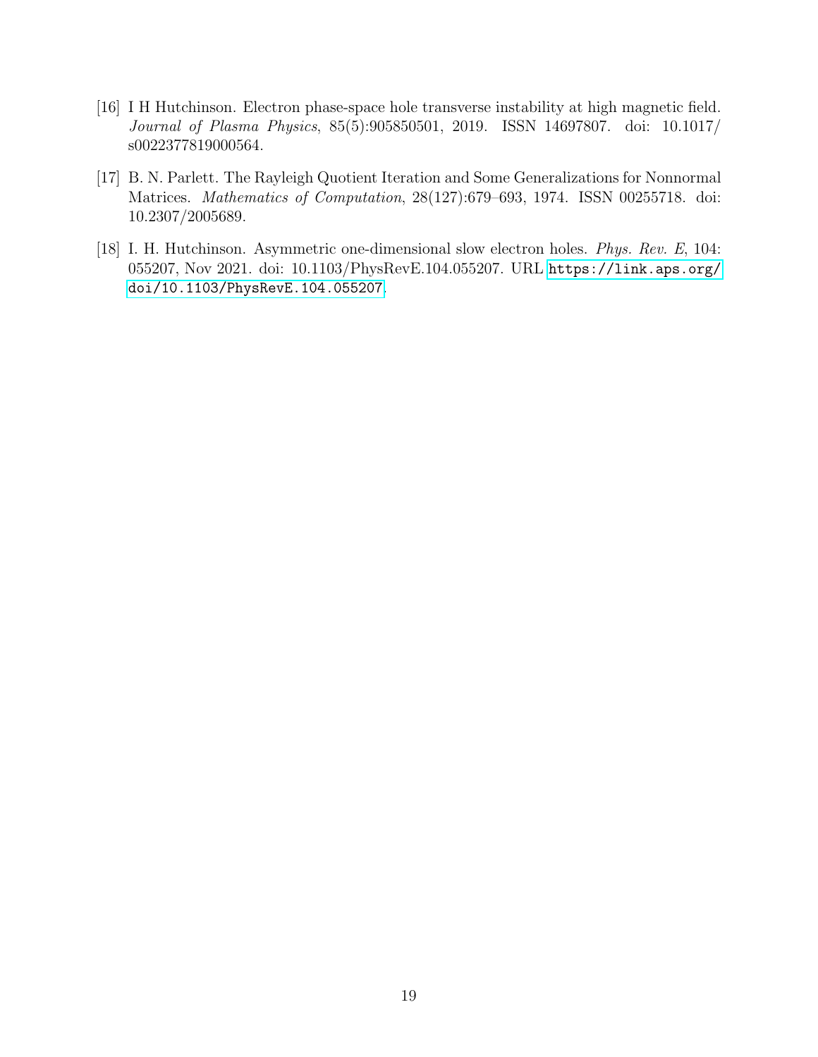[16] I H Hutchinson. Electron phase-space hole transverse instability at high magnetic field. *Journal of Plasma Physics*, 85(5):905850501, 2019. ISSN 14697807. doi: 10.1017/s0022377819000564.

[17] B. N. Parlett. The Rayleigh Quotient Iteration and Some Generalizations for Nonnormal Matrices. *Mathematics of Computation*, 28(127):679–693, 1974. ISSN 00255718. doi: 10.2307/2005689.

[18] I. H. Hutchinson. Asymmetric one-dimensional slow electron holes. *Phys. Rev. E*, 104: 055207, Nov 2021. doi: 10.1103/PhysRevE.104.055207. URL https://link.aps.org/doi/10.1103/PhysRevE.104.055207.